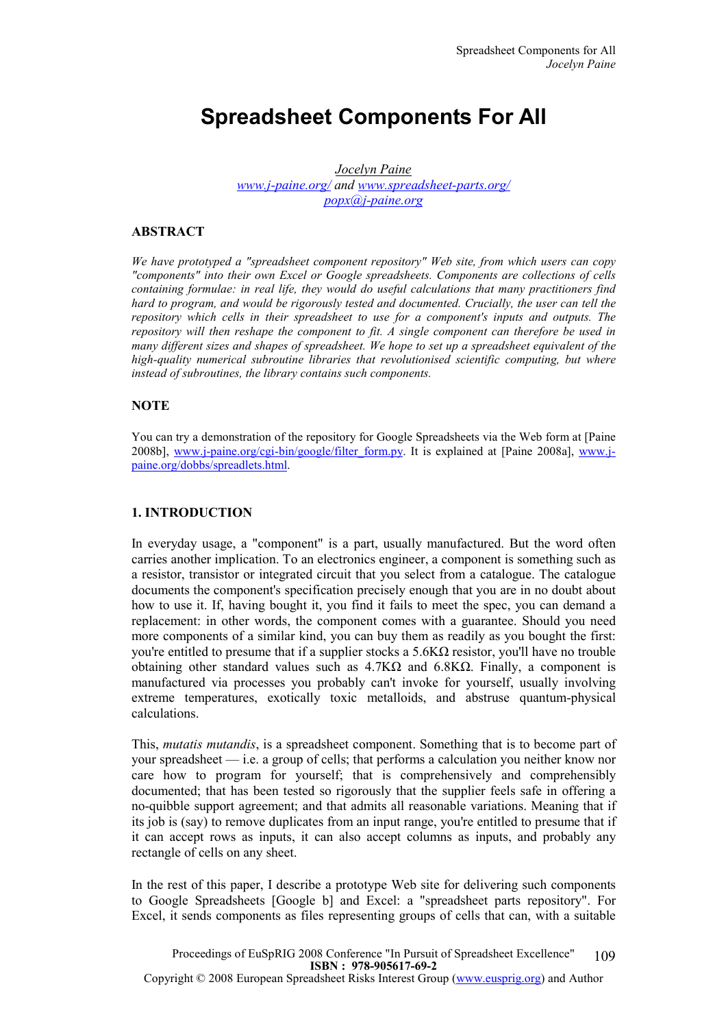# Spreadsheet Components For All

Jocelyn Paine
www.j-paine.org/ and www.spreadsheet-parts.org/
popx@j-paine.org

## ABSTRACT

*We have prototyped a "spreadsheet component repository" Web site, from which users can copy "components" into their own Excel or Google spreadsheets. Components are collections of cells containing formulae: in real life, they would do useful calculations that many practitioners find hard to program, and would be rigorously tested and documented. Crucially, the user can tell the repository which cells in their spreadsheet to use for a component's inputs and outputs. The repository will then reshape the component to fit. A single component can therefore be used in many different sizes and shapes of spreadsheet. We hope to set up a spreadsheet equivalent of the high-quality numerical subroutine libraries that revolutionised scientific computing, but where instead of subroutines, the library contains such components.*

## NOTE

You can try a demonstration of the repository for Google Spreadsheets via the Web form at [Paine 2008b], www.j-paine.org/cgi-bin/google/filter_form.py. It is explained at [Paine 2008a], www.j-paine.org/dobbs/spreadlets.html.

## 1. INTRODUCTION

In everyday usage, a "component" is a part, usually manufactured. But the word often carries another implication. To an electronics engineer, a component is something such as a resistor, transistor or integrated circuit that you select from a catalogue. The catalogue documents the component's specification precisely enough that you are in no doubt about how to use it. If, having bought it, you find it fails to meet the spec, you can demand a replacement: in other words, the component comes with a guarantee. Should you need more components of a similar kind, you can buy them as readily as you bought the first: you're entitled to presume that if a supplier stocks a 5.6KΩ resistor, you'll have no trouble obtaining other standard values such as 4.7KΩ and 6.8KΩ. Finally, a component is manufactured via processes you probably can't invoke for yourself, usually involving extreme temperatures, exotically toxic metalloids, and abstruse quantum-physical calculations.

This, *mutatis mutandis*, is a spreadsheet component. Something that is to become part of your spreadsheet — i.e. a group of cells; that performs a calculation you neither know nor care how to program for yourself; that is comprehensively and comprehensibly documented; that has been tested so rigorously that the supplier feels safe in offering a no-quibble support agreement; and that admits all reasonable variations. Meaning that if its job is (say) to remove duplicates from an input range, you're entitled to presume that if it can accept rows as inputs, it can also accept columns as inputs, and probably any rectangle of cells on any sheet.

In the rest of this paper, I describe a prototype Web site for delivering such components to Google Spreadsheets [Google b] and Excel: a "spreadsheet parts repository". For Excel, it sends components as files representing groups of cells that can, with a suitable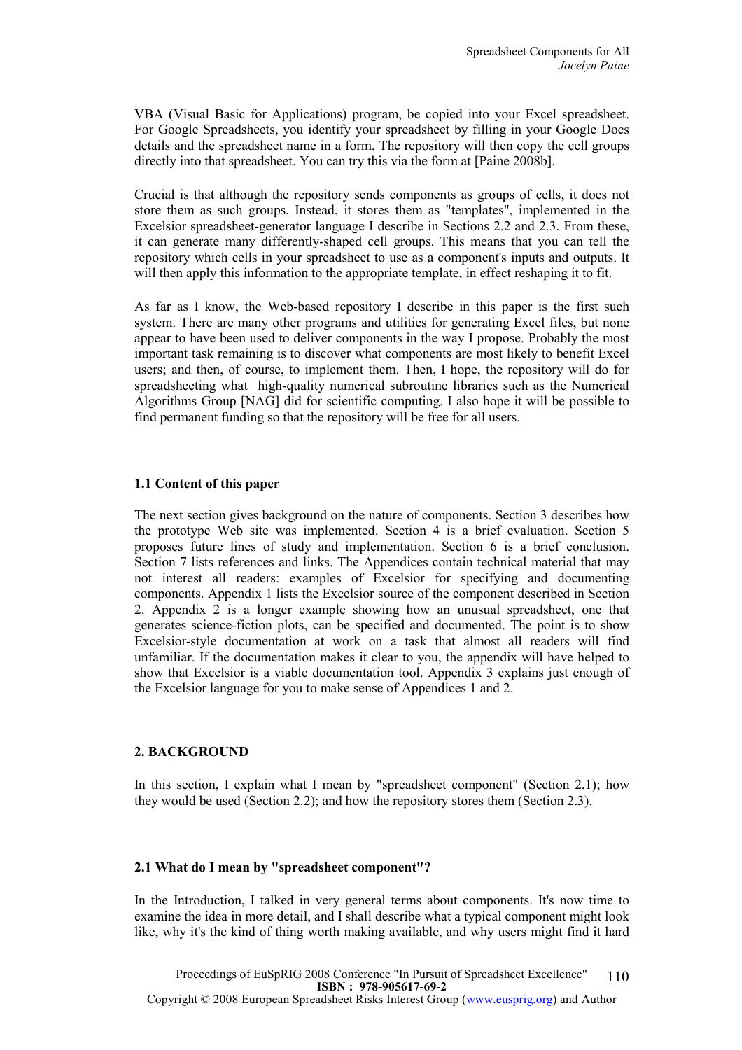VBA (Visual Basic for Applications) program, be copied into your Excel spreadsheet. For Google Spreadsheets, you identify your spreadsheet by filling in your Google Docs details and the spreadsheet name in a form. The repository will then copy the cell groups directly into that spreadsheet. You can try this via the form at [Paine 2008b].

Crucial is that although the repository sends components as groups of cells, it does not store them as such groups. Instead, it stores them as "templates", implemented in the Excelsior spreadsheet-generator language I describe in Sections 2.2 and 2.3. From these, it can generate many differently-shaped cell groups. This means that you can tell the repository which cells in your spreadsheet to use as a component's inputs and outputs. It will then apply this information to the appropriate template, in effect reshaping it to fit.

As far as I know, the Web-based repository I describe in this paper is the first such system. There are many other programs and utilities for generating Excel files, but none appear to have been used to deliver components in the way I propose. Probably the most important task remaining is to discover what components are most likely to benefit Excel users; and then, of course, to implement them. Then, I hope, the repository will do for spreadsheeting what high-quality numerical subroutine libraries such as the Numerical Algorithms Group [NAG] did for scientific computing. I also hope it will be possible to find permanent funding so that the repository will be free for all users.

### 1.1 Content of this paper

The next section gives background on the nature of components. Section 3 describes how the prototype Web site was implemented. Section 4 is a brief evaluation. Section 5 proposes future lines of study and implementation. Section 6 is a brief conclusion. Section 7 lists references and links. The Appendices contain technical material that may not interest all readers: examples of Excelsior for specifying and documenting components. Appendix 1 lists the Excelsior source of the component described in Section 2. Appendix 2 is a longer example showing how an unusual spreadsheet, one that generates science-fiction plots, can be specified and documented. The point is to show Excelsior-style documentation at work on a task that almost all readers will find unfamiliar. If the documentation makes it clear to you, the appendix will have helped to show that Excelsior is a viable documentation tool. Appendix 3 explains just enough of the Excelsior language for you to make sense of Appendices 1 and 2.

## 2. BACKGROUND

In this section, I explain what I mean by "spreadsheet component" (Section 2.1); how they would be used (Section 2.2); and how the repository stores them (Section 2.3).

### 2.1 What do I mean by "spreadsheet component"?

In the Introduction, I talked in very general terms about components. It's now time to examine the idea in more detail, and I shall describe what a typical component might look like, why it's the kind of thing worth making available, and why users might find it hard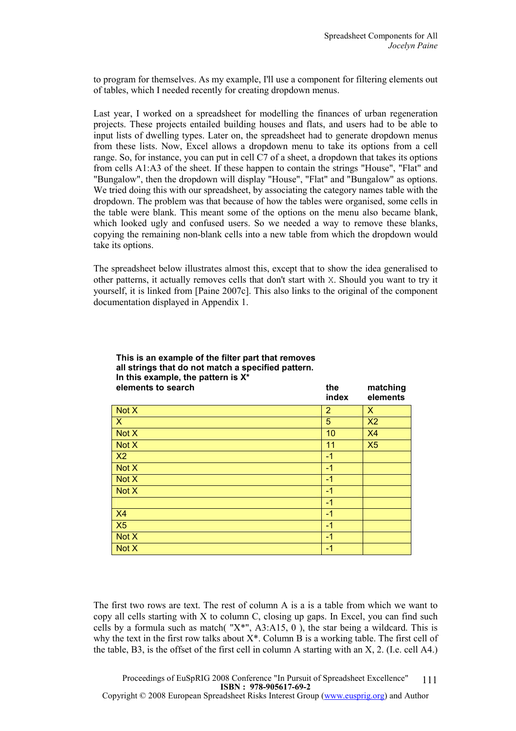to program for themselves. As my example, I'll use a component for filtering elements out of tables, which I needed recently for creating dropdown menus.

Last year, I worked on a spreadsheet for modelling the finances of urban regeneration projects. These projects entailed building houses and flats, and users had to be able to input lists of dwelling types. Later on, the spreadsheet had to generate dropdown menus from these lists. Now, Excel allows a dropdown menu to take its options from a cell range. So, for instance, you can put in cell C7 of a sheet, a dropdown that takes its options from cells A1:A3 of the sheet. If these happen to contain the strings "House", "Flat" and "Bungalow", then the dropdown will display "House", "Flat" and "Bungalow" as options. We tried doing this with our spreadsheet, by associating the category names table with the dropdown. The problem was that because of how the tables were organised, some cells in the table were blank. This meant some of the options on the menu also became blank, which looked ugly and confused users. So we needed a way to remove these blanks, copying the remaining non-blank cells into a new table from which the dropdown would take its options.

The spreadsheet below illustrates almost this, except that to show the idea generalised to other patterns, it actually removes cells that don't start with X. Should you want to try it yourself, it is linked from [Paine 2007c]. This also links to the original of the component documentation displayed in Appendix 1.

**This is an example of the filter part that removes all strings that do not match a specified pattern. In this example, the pattern is X***

| elements to search | the index | matching elements |
|---|---|---|
| Not X | 2 | X |
| X | 5 | X2 |
| Not X | 10 | X4 |
| Not X | 11 | X5 |
| X2 | -1 | |
| Not X | -1 | |
| Not X | -1 | |
| Not X | -1 | |
| | -1 | |
| X4 | -1 | |
| X5 | -1 | |
| Not X | -1 | |
| Not X | -1 | |

The first two rows are text. The rest of column A is a is a table from which we want to copy all cells starting with X to column C, closing up gaps. In Excel, you can find such cells by a formula such as match( "X*", A3:A15, 0 ), the star being a wildcard. This is why the text in the first row talks about X*. Column B is a working table. The first cell of the table, B3, is the offset of the first cell in column A starting with an X, 2. (I.e. cell A4.)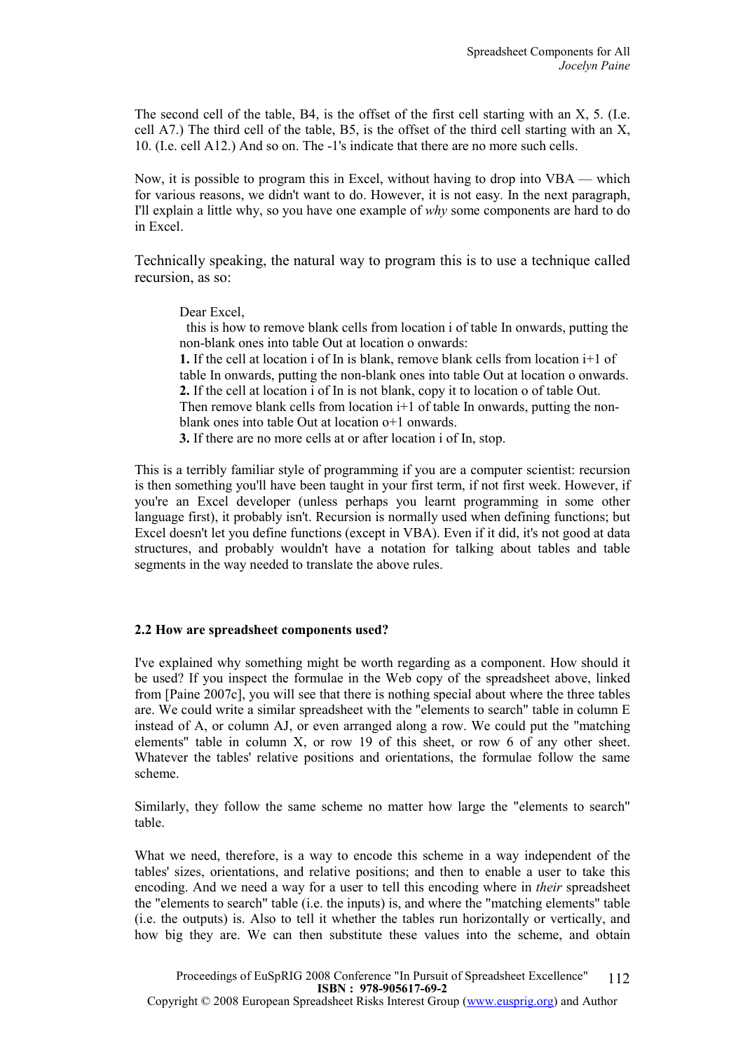The second cell of the table, B4, is the offset of the first cell starting with an X, 5. (I.e. cell A7.) The third cell of the table, B5, is the offset of the third cell starting with an X, 10. (I.e. cell A12.) And so on. The -1's indicate that there are no more such cells.

Now, it is possible to program this in Excel, without having to drop into VBA — which for various reasons, we didn't want to do. However, it is not easy. In the next paragraph, I'll explain a little why, so you have one example of *why* some components are hard to do in Excel.

Technically speaking, the natural way to program this is to use a technique called recursion, as so:

> Dear Excel,
>   this is how to remove blank cells from location i of table In onwards, putting the non-blank ones into table Out at location o onwards:
> **1.** If the cell at location i of In is blank, remove blank cells from location i+1 of table In onwards, putting the non-blank ones into table Out at location o onwards.
> **2.** If the cell at location i of In is not blank, copy it to location o of table Out. Then remove blank cells from location i+1 of table In onwards, putting the non-blank ones into table Out at location o+1 onwards.
> **3.** If there are no more cells at or after location i of In, stop.

This is a terribly familiar style of programming if you are a computer scientist: recursion is then something you'll have been taught in your first term, if not first week. However, if you're an Excel developer (unless perhaps you learnt programming in some other language first), it probably isn't. Recursion is normally used when defining functions; but Excel doesn't let you define functions (except in VBA). Even if it did, it's not good at data structures, and probably wouldn't have a notation for talking about tables and table segments in the way needed to translate the above rules.

### 2.2 How are spreadsheet components used?

I've explained why something might be worth regarding as a component. How should it be used? If you inspect the formulae in the Web copy of the spreadsheet above, linked from [Paine 2007c], you will see that there is nothing special about where the three tables are. We could write a similar spreadsheet with the "elements to search" table in column E instead of A, or column AJ, or even arranged along a row. We could put the "matching elements" table in column X, or row 19 of this sheet, or row 6 of any other sheet. Whatever the tables' relative positions and orientations, the formulae follow the same scheme.

Similarly, they follow the same scheme no matter how large the "elements to search" table.

What we need, therefore, is a way to encode this scheme in a way independent of the tables' sizes, orientations, and relative positions; and then to enable a user to take this encoding. And we need a way for a user to tell this encoding where in *their* spreadsheet the "elements to search" table (i.e. the inputs) is, and where the "matching elements" table (i.e. the outputs) is. Also to tell it whether the tables run horizontally or vertically, and how big they are. We can then substitute these values into the scheme, and obtain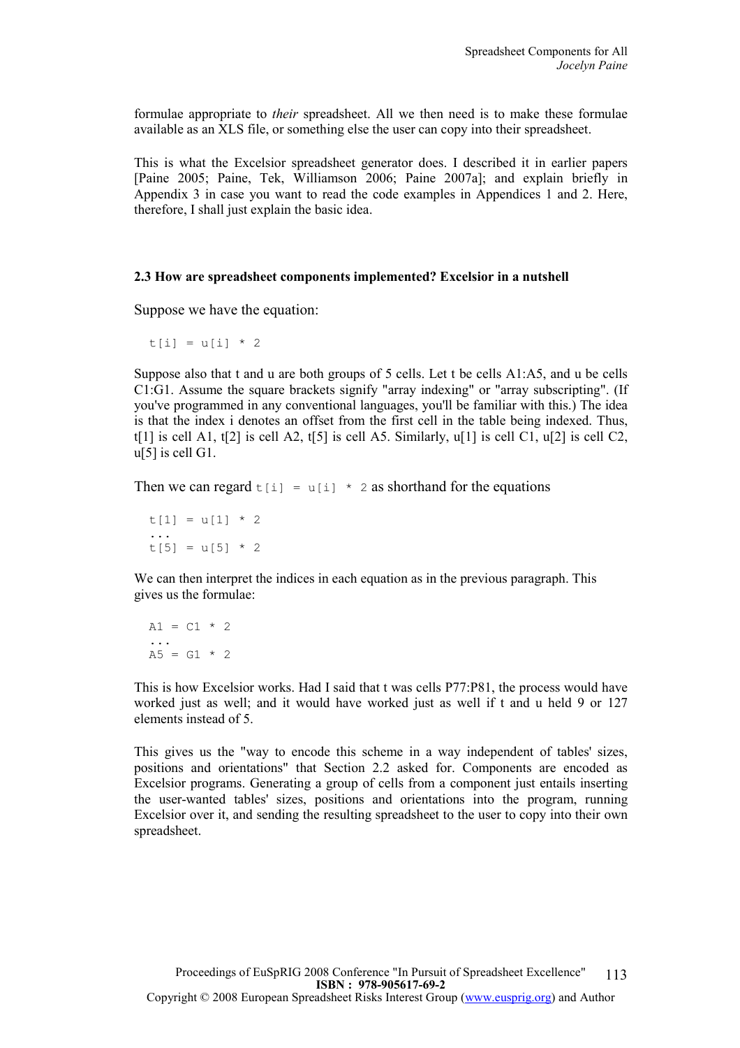formulae appropriate to *their* spreadsheet. All we then need is to make these formulae available as an XLS file, or something else the user can copy into their spreadsheet.

This is what the Excelsior spreadsheet generator does. I described it in earlier papers [Paine 2005; Paine, Tek, Williamson 2006; Paine 2007a]; and explain briefly in Appendix 3 in case you want to read the code examples in Appendices 1 and 2. Here, therefore, I shall just explain the basic idea.

### 2.3 How are spreadsheet components implemented? Excelsior in a nutshell

Suppose we have the equation:

```
t[i] = u[i] * 2
```

Suppose also that t and u are both groups of 5 cells. Let t be cells A1:A5, and u be cells C1:G1. Assume the square brackets signify "array indexing" or "array subscripting". (If you've programmed in any conventional languages, you'll be familiar with this.) The idea is that the index i denotes an offset from the first cell in the table being indexed. Thus, t[1] is cell A1, t[2] is cell A2, t[5] is cell A5. Similarly, u[1] is cell C1, u[2] is cell C2, u[5] is cell G1.

Then we can regard `t[i] = u[i] * 2` as shorthand for the equations

```
t[1] = u[1] * 2
...
t[5] = u[5] * 2
```

We can then interpret the indices in each equation as in the previous paragraph. This gives us the formulae:

```
A1 = C1 * 2
...
A5 = G1 * 2
```

This is how Excelsior works. Had I said that t was cells P77:P81, the process would have worked just as well; and it would have worked just as well if t and u held 9 or 127 elements instead of 5.

This gives us the "way to encode this scheme in a way independent of tables' sizes, positions and orientations" that Section 2.2 asked for. Components are encoded as Excelsior programs. Generating a group of cells from a component just entails inserting the user-wanted tables' sizes, positions and orientations into the program, running Excelsior over it, and sending the resulting spreadsheet to the user to copy into their own spreadsheet.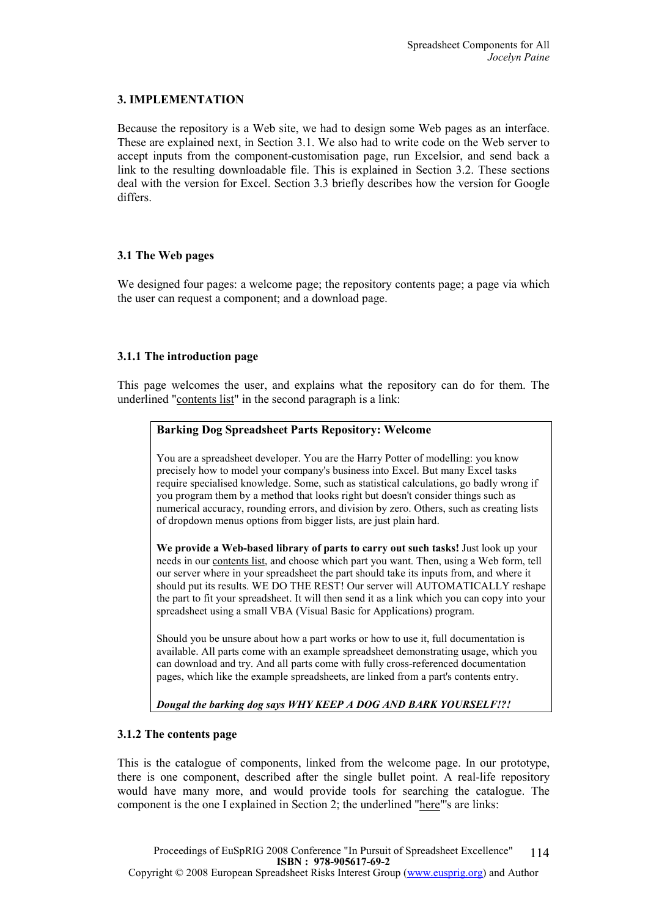## 3. IMPLEMENTATION

Because the repository is a Web site, we had to design some Web pages as an interface. These are explained next, in Section 3.1. We also had to write code on the Web server to accept inputs from the component-customisation page, run Excelsior, and send back a link to the resulting downloadable file. This is explained in Section 3.2. These sections deal with the version for Excel. Section 3.3 briefly describes how the version for Google differs.

### 3.1 The Web pages

We designed four pages: a welcome page; the repository contents page; a page via which the user can request a component; and a download page.

#### 3.1.1 The introduction page

This page welcomes the user, and explains what the repository can do for them. The underlined "contents list" in the second paragraph is a link:

> **Barking Dog Spreadsheet Parts Repository: Welcome**
>
> You are a spreadsheet developer. You are the Harry Potter of modelling: you know precisely how to model your company's business into Excel. But many Excel tasks require specialised knowledge. Some, such as statistical calculations, go badly wrong if you program them by a method that looks right but doesn't consider things such as numerical accuracy, rounding errors, and division by zero. Others, such as creating lists of dropdown menus options from bigger lists, are just plain hard.
>
> **We provide a Web-based library of parts to carry out such tasks!** Just look up your needs in our contents list, and choose which part you want. Then, using a Web form, tell our server where in your spreadsheet the part should take its inputs from, and where it should put its results. WE DO THE REST! Our server will AUTOMATICALLY reshape the part to fit your spreadsheet. It will then send it as a link which you can copy into your spreadsheet using a small VBA (Visual Basic for Applications) program.
>
> Should you be unsure about how a part works or how to use it, full documentation is available. All parts come with an example spreadsheet demonstrating usage, which you can download and try. And all parts come with fully cross-referenced documentation pages, which like the example spreadsheets, are linked from a part's contents entry.
>
> ***Dougal the barking dog says WHY KEEP A DOG AND BARK YOURSELF!?!***

#### 3.1.2 The contents page

This is the catalogue of components, linked from the welcome page. In our prototype, there is one component, described after the single bullet point. A real-life repository would have many more, and would provide tools for searching the catalogue. The component is the one I explained in Section 2; the underlined "here"'s are links: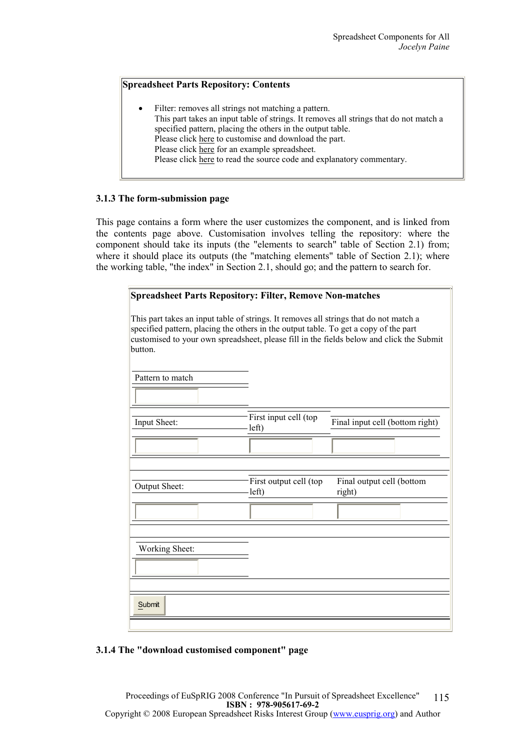**Spreadsheet Parts Repository: Contents**

- Filter: removes all strings not matching a pattern.
  This part takes an input table of strings. It removes all strings that do not match a specified pattern, placing the others in the output table.
  Please click here to customise and download the part.
  Please click here for an example spreadsheet.
  Please click here to read the source code and explanatory commentary.

### 3.1.3 The form-submission page

This page contains a form where the user customizes the component, and is linked from the contents page above. Customisation involves telling the repository: where the component should take its inputs (the "elements to search" table of Section 2.1) from; where it should place its outputs (the "matching elements" table of Section 2.1); where the working table, "the index" in Section 2.1, should go; and the pattern to search for.

**Spreadsheet Parts Repository: Filter, Remove Non-matches**

This part takes an input table of strings. It removes all strings that do not match a specified pattern, placing the others in the output table. To get a copy of the part customised to your own spreadsheet, please fill in the fields below and click the Submit button.

| Pattern to match | | |
|---|---|---|
| | | |
| Input Sheet: | First input cell (top left) | Final input cell (bottom right) |
| | | |
| Output Sheet: | First output cell (top left) | Final output cell (bottom right) |
| | | |
| Working Sheet: | | |
| | | |

Submit

### 3.1.4 The "download customised component" page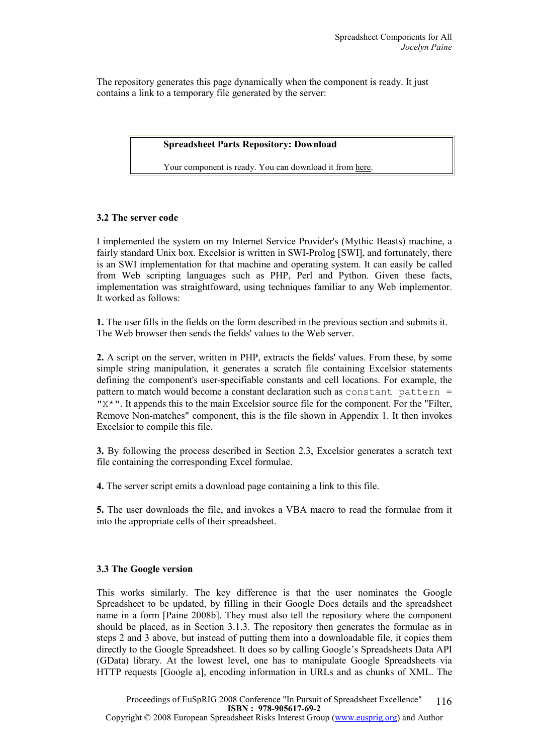The repository generates this page dynamically when the component is ready. It just contains a link to a temporary file generated by the server:

> **Spreadsheet Parts Repository: Download**
>
> Your component is ready. You can download it from here.

### 3.2 The server code

I implemented the system on my Internet Service Provider's (Mythic Beasts) machine, a fairly standard Unix box. Excelsior is written in SWI-Prolog [SWI], and fortunately, there is an SWI implementation for that machine and operating system. It can easily be called from Web scripting languages such as PHP, Perl and Python. Given these facts, implementation was straightfoward, using techniques familiar to any Web implementor. It worked as follows:

**1.** The user fills in the fields on the form described in the previous section and submits it. The Web browser then sends the fields' values to the Web server.

**2.** A script on the server, written in PHP, extracts the fields' values. From these, by some simple string manipulation, it generates a scratch file containing Excelsior statements defining the component's user-specifiable constants and cell locations. For example, the pattern to match would become a constant declaration such as `constant pattern = "X*"`. It appends this to the main Excelsior source file for the component. For the "Filter, Remove Non-matches" component, this is the file shown in Appendix 1. It then invokes Excelsior to compile this file.

**3.** By following the process described in Section 2.3, Excelsior generates a scratch text file containing the corresponding Excel formulae.

**4.** The server script emits a download page containing a link to this file.

**5.** The user downloads the file, and invokes a VBA macro to read the formulae from it into the appropriate cells of their spreadsheet.

### 3.3 The Google version

This works similarly. The key difference is that the user nominates the Google Spreadsheet to be updated, by filling in their Google Docs details and the spreadsheet name in a form [Paine 2008b]. They must also tell the repository where the component should be placed, as in Section 3.1.3. The repository then generates the formulae as in steps 2 and 3 above, but instead of putting them into a downloadable file, it copies them directly to the Google Spreadsheet. It does so by calling Google's Spreadsheets Data API (GData) library. At the lowest level, one has to manipulate Google Spreadsheets via HTTP requests [Google a], encoding information in URLs and as chunks of XML. The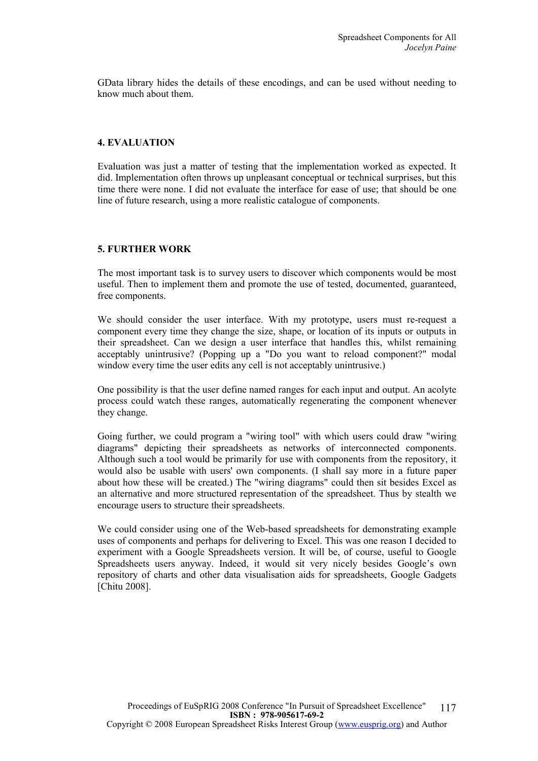GData library hides the details of these encodings, and can be used without needing to know much about them.

## 4. EVALUATION

Evaluation was just a matter of testing that the implementation worked as expected. It did. Implementation often throws up unpleasant conceptual or technical surprises, but this time there were none. I did not evaluate the interface for ease of use; that should be one line of future research, using a more realistic catalogue of components.

## 5. FURTHER WORK

The most important task is to survey users to discover which components would be most useful. Then to implement them and promote the use of tested, documented, guaranteed, free components.

We should consider the user interface. With my prototype, users must re-request a component every time they change the size, shape, or location of its inputs or outputs in their spreadsheet. Can we design a user interface that handles this, whilst remaining acceptably unintrusive? (Popping up a "Do you want to reload component?" modal window every time the user edits any cell is not acceptably unintrusive.)

One possibility is that the user define named ranges for each input and output. An acolyte process could watch these ranges, automatically regenerating the component whenever they change.

Going further, we could program a "wiring tool" with which users could draw "wiring diagrams" depicting their spreadsheets as networks of interconnected components. Although such a tool would be primarily for use with components from the repository, it would also be usable with users' own components. (I shall say more in a future paper about how these will be created.) The "wiring diagrams" could then sit besides Excel as an alternative and more structured representation of the spreadsheet. Thus by stealth we encourage users to structure their spreadsheets.

We could consider using one of the Web-based spreadsheets for demonstrating example uses of components and perhaps for delivering to Excel. This was one reason I decided to experiment with a Google Spreadsheets version. It will be, of course, useful to Google Spreadsheets users anyway. Indeed, it would sit very nicely besides Google's own repository of charts and other data visualisation aids for spreadsheets, Google Gadgets [Chitu 2008].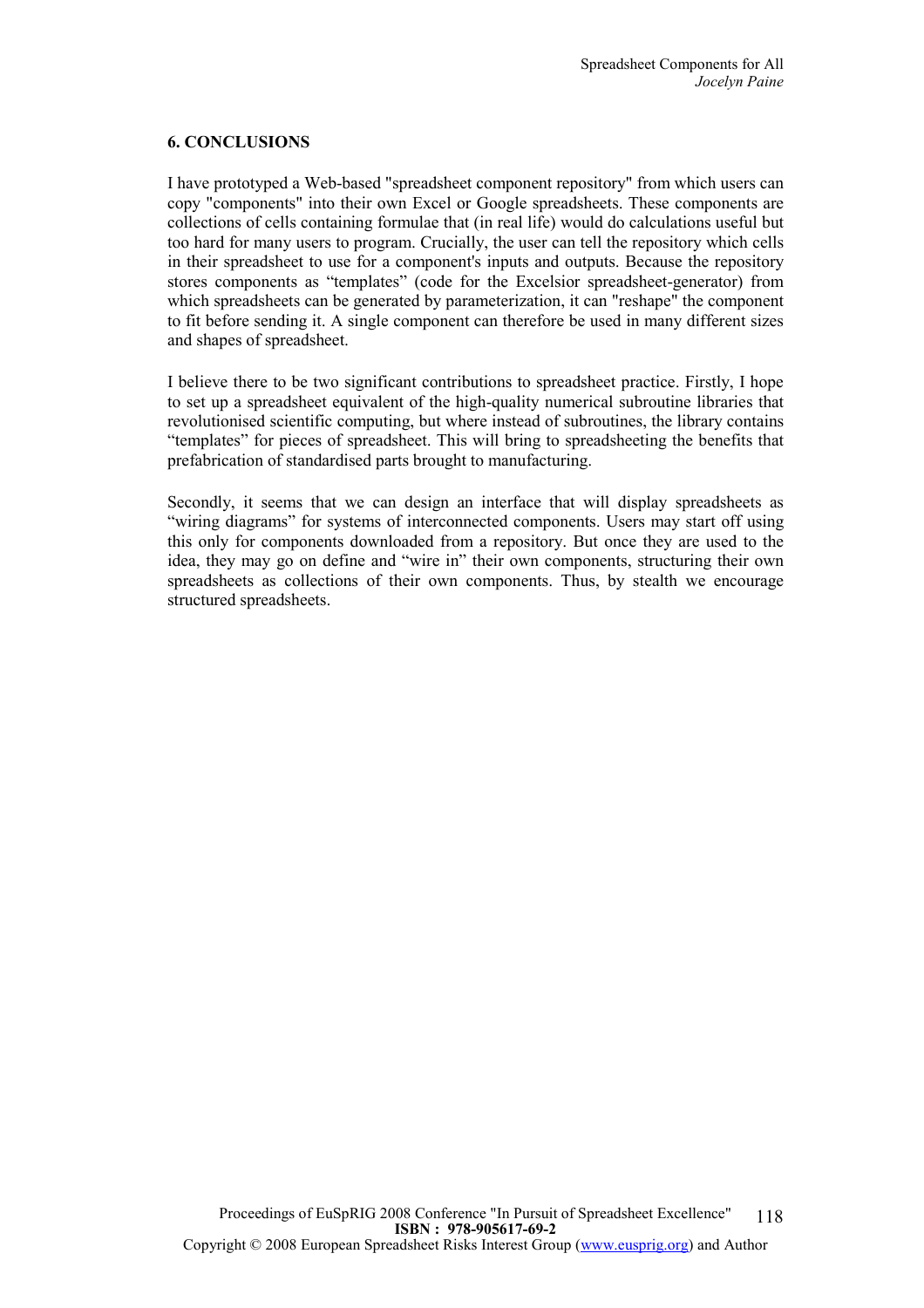## 6. CONCLUSIONS

I have prototyped a Web-based "spreadsheet component repository" from which users can copy "components" into their own Excel or Google spreadsheets. These components are collections of cells containing formulae that (in real life) would do calculations useful but too hard for many users to program. Crucially, the user can tell the repository which cells in their spreadsheet to use for a component's inputs and outputs. Because the repository stores components as "templates" (code for the Excelsior spreadsheet-generator) from which spreadsheets can be generated by parameterization, it can "reshape" the component to fit before sending it. A single component can therefore be used in many different sizes and shapes of spreadsheet.

I believe there to be two significant contributions to spreadsheet practice. Firstly, I hope to set up a spreadsheet equivalent of the high-quality numerical subroutine libraries that revolutionised scientific computing, but where instead of subroutines, the library contains "templates" for pieces of spreadsheet. This will bring to spreadsheeting the benefits that prefabrication of standardised parts brought to manufacturing.

Secondly, it seems that we can design an interface that will display spreadsheets as "wiring diagrams" for systems of interconnected components. Users may start off using this only for components downloaded from a repository. But once they are used to the idea, they may go on define and "wire in" their own components, structuring their own spreadsheets as collections of their own components. Thus, by stealth we encourage structured spreadsheets.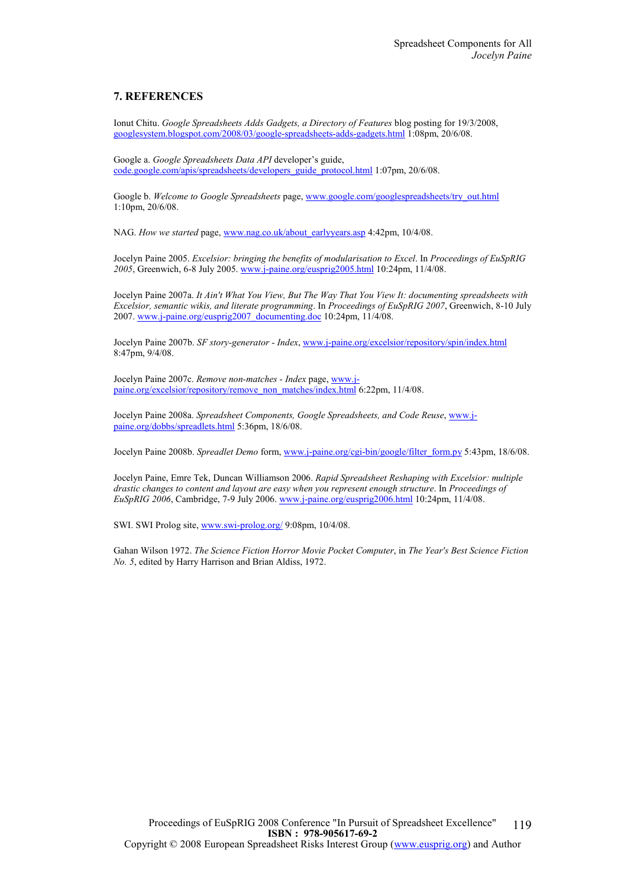## 7. REFERENCES

Ionut Chitu. *Google Spreadsheets Adds Gadgets, a Directory of Features* blog posting for 19/3/2008, googlesystem.blogspot.com/2008/03/google-spreadsheets-adds-gadgets.html 1:08pm, 20/6/08.

Google a. *Google Spreadsheets Data API* developer's guide, code.google.com/apis/spreadsheets/developers_guide_protocol.html 1:07pm, 20/6/08.

Google b. *Welcome to Google Spreadsheets* page, www.google.com/googlespreadsheets/try_out.html 1:10pm, 20/6/08.

NAG. *How we started* page, www.nag.co.uk/about_earlyyears.asp 4:42pm, 10/4/08.

Jocelyn Paine 2005. *Excelsior: bringing the benefits of modularisation to Excel*. In *Proceedings of EuSpRIG 2005*, Greenwich, 6-8 July 2005. www.j-paine.org/eusprig2005.html 10:24pm, 11/4/08.

Jocelyn Paine 2007a. *It Ain't What You View, But The Way That You View It: documenting spreadsheets with Excelsior, semantic wikis, and literate programming*. In *Proceedings of EuSpRIG 2007*, Greenwich, 8-10 July 2007. www.j-paine.org/eusprig2007_documenting.doc 10:24pm, 11/4/08.

Jocelyn Paine 2007b. *SF story-generator - Index*, www.j-paine.org/excelsior/repository/spin/index.html 8:47pm, 9/4/08.

Jocelyn Paine 2007c. *Remove non-matches - Index* page, www.j-paine.org/excelsior/repository/remove_non_matches/index.html 6:22pm, 11/4/08.

Jocelyn Paine 2008a. *Spreadsheet Components, Google Spreadsheets, and Code Reuse*, www.j-paine.org/dobbs/spreadlets.html 5:36pm, 18/6/08.

Jocelyn Paine 2008b. *Spreadlet Demo* form, www.j-paine.org/cgi-bin/google/filter_form.py 5:43pm, 18/6/08.

Jocelyn Paine, Emre Tek, Duncan Williamson 2006. *Rapid Spreadsheet Reshaping with Excelsior: multiple drastic changes to content and layout are easy when you represent enough structure*. In *Proceedings of EuSpRIG 2006*, Cambridge, 7-9 July 2006. www.j-paine.org/eusprig2006.html 10:24pm, 11/4/08.

SWI. SWI Prolog site, www.swi-prolog.org/ 9:08pm, 10/4/08.

Gahan Wilson 1972. *The Science Fiction Horror Movie Pocket Computer*, in *The Year's Best Science Fiction No. 5*, edited by Harry Harrison and Brian Aldiss, 1972.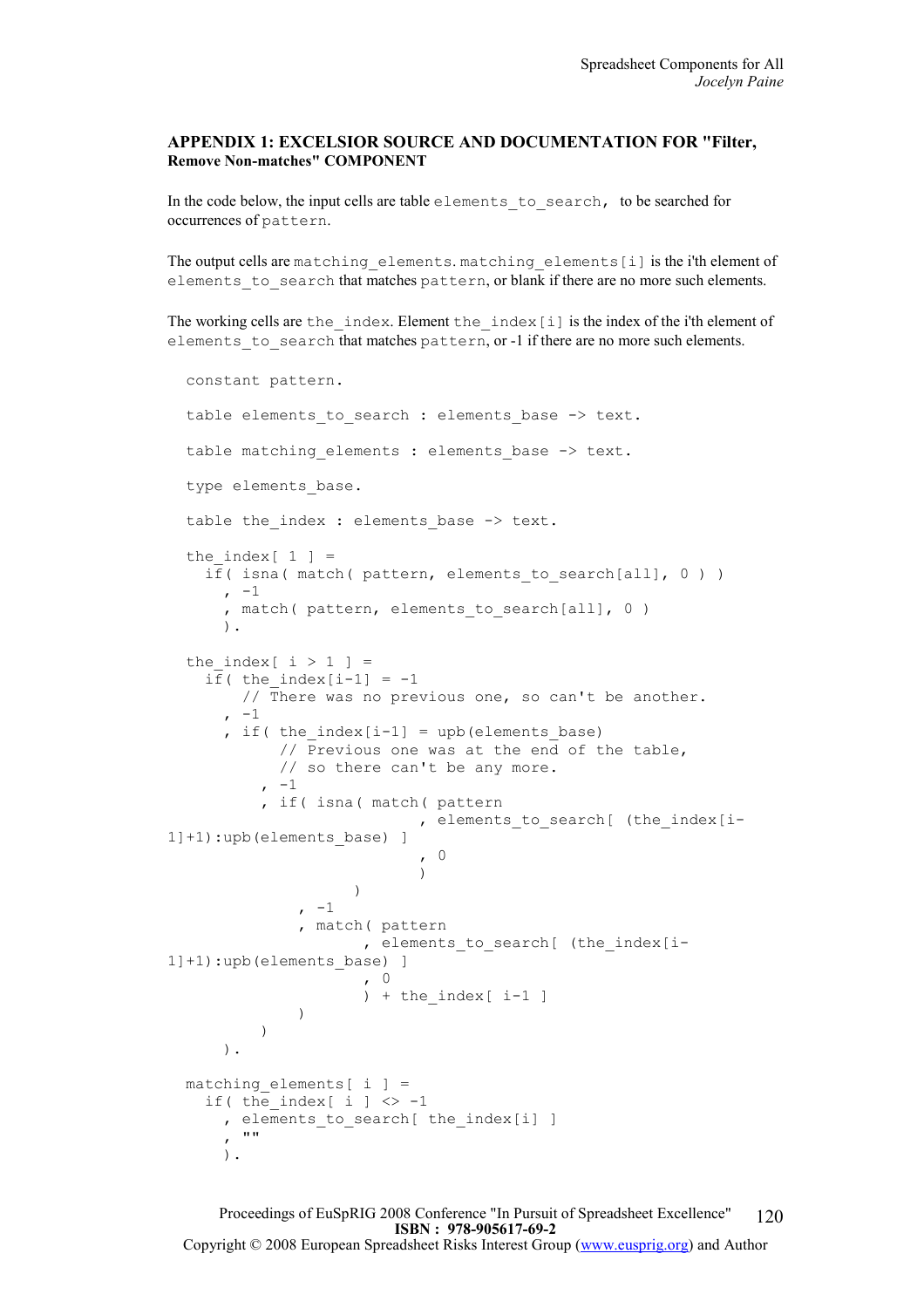## APPENDIX 1: EXCELSIOR SOURCE AND DOCUMENTATION FOR "Filter, Remove Non-matches" COMPONENT

In the code below, the input cells are table `elements_to_search`, to be searched for occurrences of `pattern`.

The output cells are `matching_elements`. `matching_elements[i]` is the i'th element of `elements_to_search` that matches `pattern`, or blank if there are no more such elements.

The working cells are `the_index`. Element `the_index[i]` is the index of the i'th element of `elements_to_search` that matches `pattern`, or -1 if there are no more such elements.

```
constant pattern.

table elements_to_search : elements_base -> text.

table matching_elements : elements_base -> text.

type elements_base.

table the_index : elements_base -> text.

the_index[ 1 ] =
  if( isna( match( pattern, elements_to_search[all], 0 ) )
    , -1
    , match( pattern, elements_to_search[all], 0 )
    ).

the_index[ i > 1 ] =
  if( the_index[i-1] = -1
      // There was no previous one, so can't be another.
    , -1
    , if( the_index[i-1] = upb(elements_base)
          // Previous one was at the end of the table,
          // so there can't be any more.
        , -1
        , if( isna( match( pattern
                         , elements_to_search[ (the_index[i-
1]+1):upb(elements_base) ]
                         , 0
                         )
                  )
            , -1
            , match( pattern
                   , elements_to_search[ (the_index[i-
1]+1):upb(elements_base) ]
                   , 0
                   ) + the_index[ i-1 ]
            )
        )
    ).

matching_elements[ i ] =
  if( the_index[ i ] <> -1
    , elements_to_search[ the_index[i] ]
    , ""
    ).
```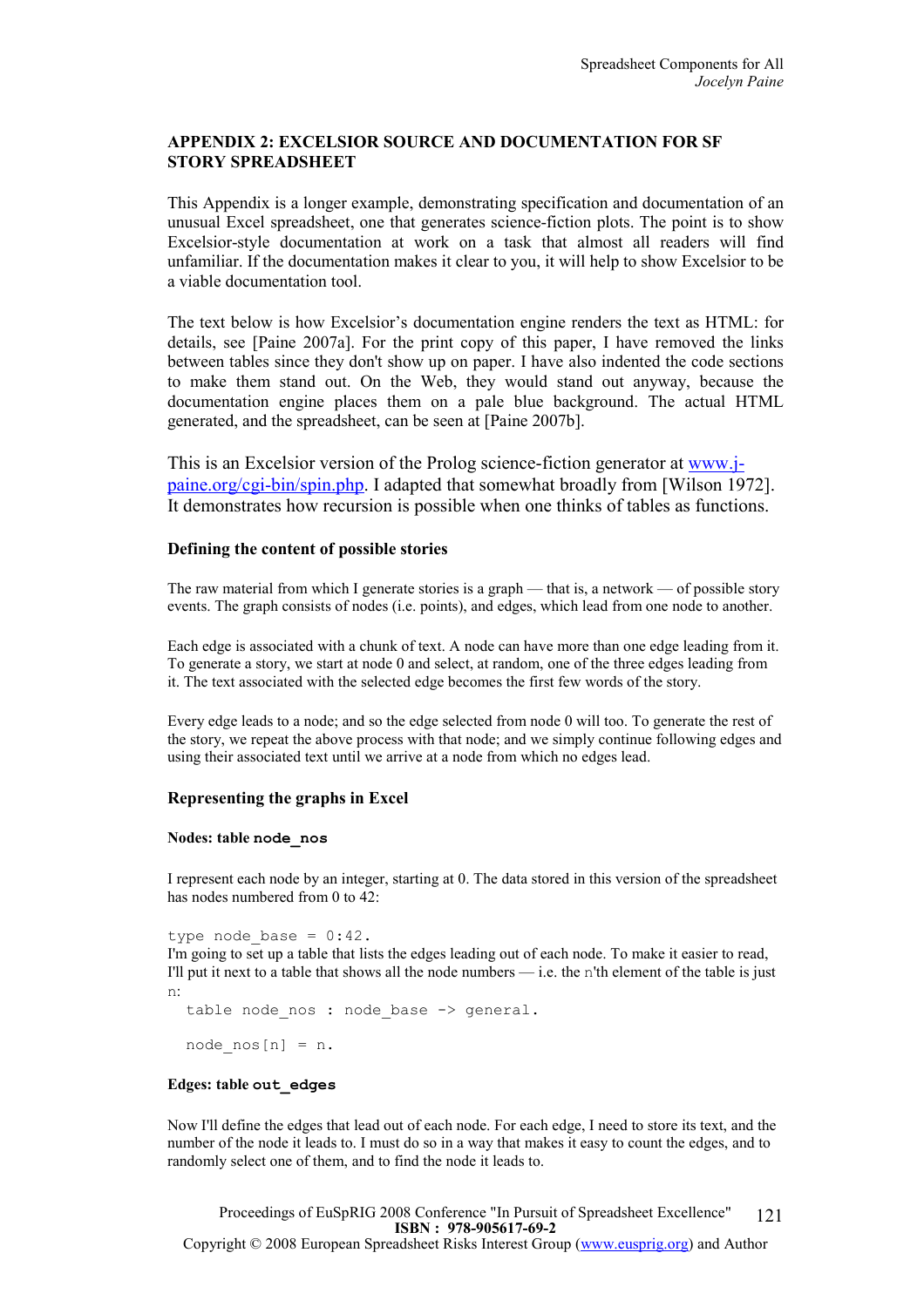## APPENDIX 2: EXCELSIOR SOURCE AND DOCUMENTATION FOR SF STORY SPREADSHEET

This Appendix is a longer example, demonstrating specification and documentation of an unusual Excel spreadsheet, one that generates science-fiction plots. The point is to show Excelsior-style documentation at work on a task that almost all readers will find unfamiliar. If the documentation makes it clear to you, it will help to show Excelsior to be a viable documentation tool.

The text below is how Excelsior's documentation engine renders the text as HTML: for details, see [Paine 2007a]. For the print copy of this paper, I have removed the links between tables since they don't show up on paper. I have also indented the code sections to make them stand out. On the Web, they would stand out anyway, because the documentation engine places them on a pale blue background. The actual HTML generated, and the spreadsheet, can be seen at [Paine 2007b].

This is an Excelsior version of the Prolog science-fiction generator at www.j-paine.org/cgi-bin/spin.php. I adapted that somewhat broadly from [Wilson 1972]. It demonstrates how recursion is possible when one thinks of tables as functions.

### Defining the content of possible stories

The raw material from which I generate stories is a graph — that is, a network — of possible story events. The graph consists of nodes (i.e. points), and edges, which lead from one node to another.

Each edge is associated with a chunk of text. A node can have more than one edge leading from it. To generate a story, we start at node 0 and select, at random, one of the three edges leading from it. The text associated with the selected edge becomes the first few words of the story.

Every edge leads to a node; and so the edge selected from node 0 will too. To generate the rest of the story, we repeat the above process with that node; and we simply continue following edges and using their associated text until we arrive at a node from which no edges lead.

### Representing the graphs in Excel

#### Nodes: table `node_nos`

I represent each node by an integer, starting at 0. The data stored in this version of the spreadsheet has nodes numbered from 0 to 42:

```
type node_base = 0:42.
```

I'm going to set up a table that lists the edges leading out of each node. To make it easier to read, I'll put it next to a table that shows all the node numbers — i.e. the `n`'th element of the table is just `n`:

```
table node_nos : node_base -> general.

node_nos[n] = n.
```

#### Edges: table `out_edges`

Now I'll define the edges that lead out of each node. For each edge, I need to store its text, and the number of the node it leads to. I must do so in a way that makes it easy to count the edges, and to randomly select one of them, and to find the node it leads to.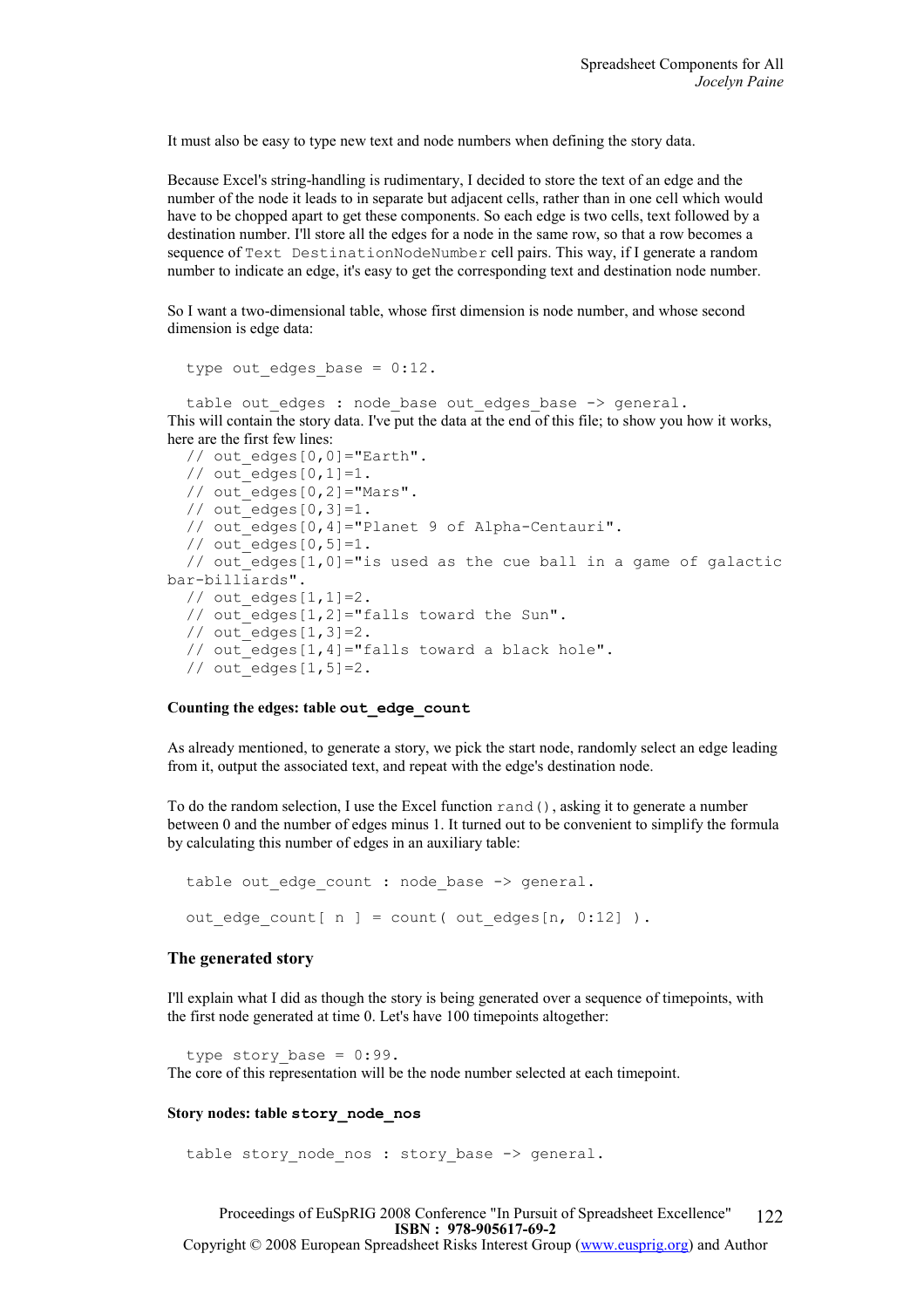It must also be easy to type new text and node numbers when defining the story data.

Because Excel's string-handling is rudimentary, I decided to store the text of an edge and the number of the node it leads to in separate but adjacent cells, rather than in one cell which would have to be chopped apart to get these components. So each edge is two cells, text followed by a destination number. I'll store all the edges for a node in the same row, so that a row becomes a sequence of `Text DestinationNodeNumber` cell pairs. This way, if I generate a random number to indicate an edge, it's easy to get the corresponding text and destination node number.

So I want a two-dimensional table, whose first dimension is node number, and whose second dimension is edge data:

```
type out_edges_base = 0:12.

table out_edges : node_base out_edges_base -> general.
```

This will contain the story data. I've put the data at the end of this file; to show you how it works, here are the first few lines:

```
// out_edges[0,0]="Earth".
// out_edges[0,1]=1.
// out_edges[0,2]="Mars".
// out_edges[0,3]=1.
// out_edges[0,4]="Planet 9 of Alpha-Centauri".
// out_edges[0,5]=1.
// out_edges[1,0]="is used as the cue ball in a game of galactic bar-billiards".
// out_edges[1,1]=2.
// out_edges[1,2]="falls toward the Sun".
// out_edges[1,3]=2.
// out_edges[1,4]="falls toward a black hole".
// out_edges[1,5]=2.
```

#### Counting the edges: table `out_edge_count`

As already mentioned, to generate a story, we pick the start node, randomly select an edge leading from it, output the associated text, and repeat with the edge's destination node.

To do the random selection, I use the Excel function `rand()`, asking it to generate a number between 0 and the number of edges minus 1. It turned out to be convenient to simplify the formula by calculating this number of edges in an auxiliary table:

```
table out_edge_count : node_base -> general.

out_edge_count[ n ] = count( out_edges[n, 0:12] ).
```

### The generated story

I'll explain what I did as though the story is being generated over a sequence of timepoints, with the first node generated at time 0. Let's have 100 timepoints altogether:

```
type story_base = 0:99.
```

The core of this representation will be the node number selected at each timepoint.

#### Story nodes: table `story_node_nos`

```
table story_node_nos : story_base -> general.
```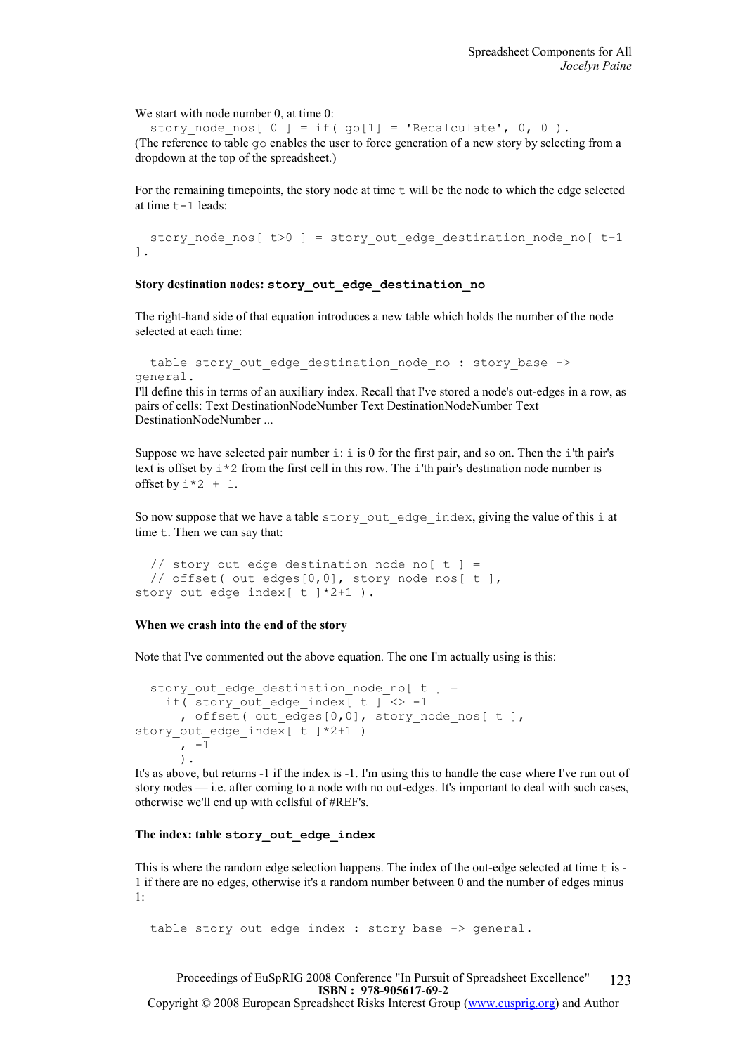We start with node number 0, at time 0:

```
  story_node_nos[ 0 ] = if( go[1] = 'Recalculate', 0, 0 ).
```

(The reference to table `go` enables the user to force generation of a new story by selecting from a dropdown at the top of the spreadsheet.)

For the remaining timepoints, the story node at time `t` will be the node to which the edge selected at time `t-1` leads:

```
  story_node_nos[ t>0 ] = story_out_edge_destination_node_no[ t-1
].
```

**Story destination nodes: `story_out_edge_destination_no`**

The right-hand side of that equation introduces a new table which holds the number of the node selected at each time:

```
  table story_out_edge_destination_node_no : story_base ->
general.
```

I'll define this in terms of an auxiliary index. Recall that I've stored a node's out-edges in a row, as pairs of cells: Text DestinationNodeNumber Text DestinationNodeNumber Text DestinationNodeNumber ...

Suppose we have selected pair number `i`: `i` is 0 for the first pair, and so on. Then the `i`'th pair's text is offset by `i*2` from the first cell in this row. The `i`'th pair's destination node number is offset by `i*2 + 1`.

So now suppose that we have a table `story_out_edge_index`, giving the value of this `i` at time `t`. Then we can say that:

```
  // story_out_edge_destination_node_no[ t ] =
  // offset( out_edges[0,0], story_node_nos[ t ],
story_out_edge_index[ t ]*2+1 ).
```

**When we crash into the end of the story**

Note that I've commented out the above equation. The one I'm actually using is this:

```
  story_out_edge_destination_node_no[ t ] =
    if( story_out_edge_index[ t ] <> -1
      , offset( out_edges[0,0], story_node_nos[ t ],
story_out_edge_index[ t ]*2+1 )
      , -1
      ).
```

It's as above, but returns -1 if the index is -1. I'm using this to handle the case where I've run out of story nodes — i.e. after coming to a node with no out-edges. It's important to deal with such cases, otherwise we'll end up with cellsful of #REF's.

**The index: table `story_out_edge_index`**

This is where the random edge selection happens. The index of the out-edge selected at time `t` is -1 if there are no edges, otherwise it's a random number between 0 and the number of edges minus 1:

```
  table story_out_edge_index : story_base -> general.
```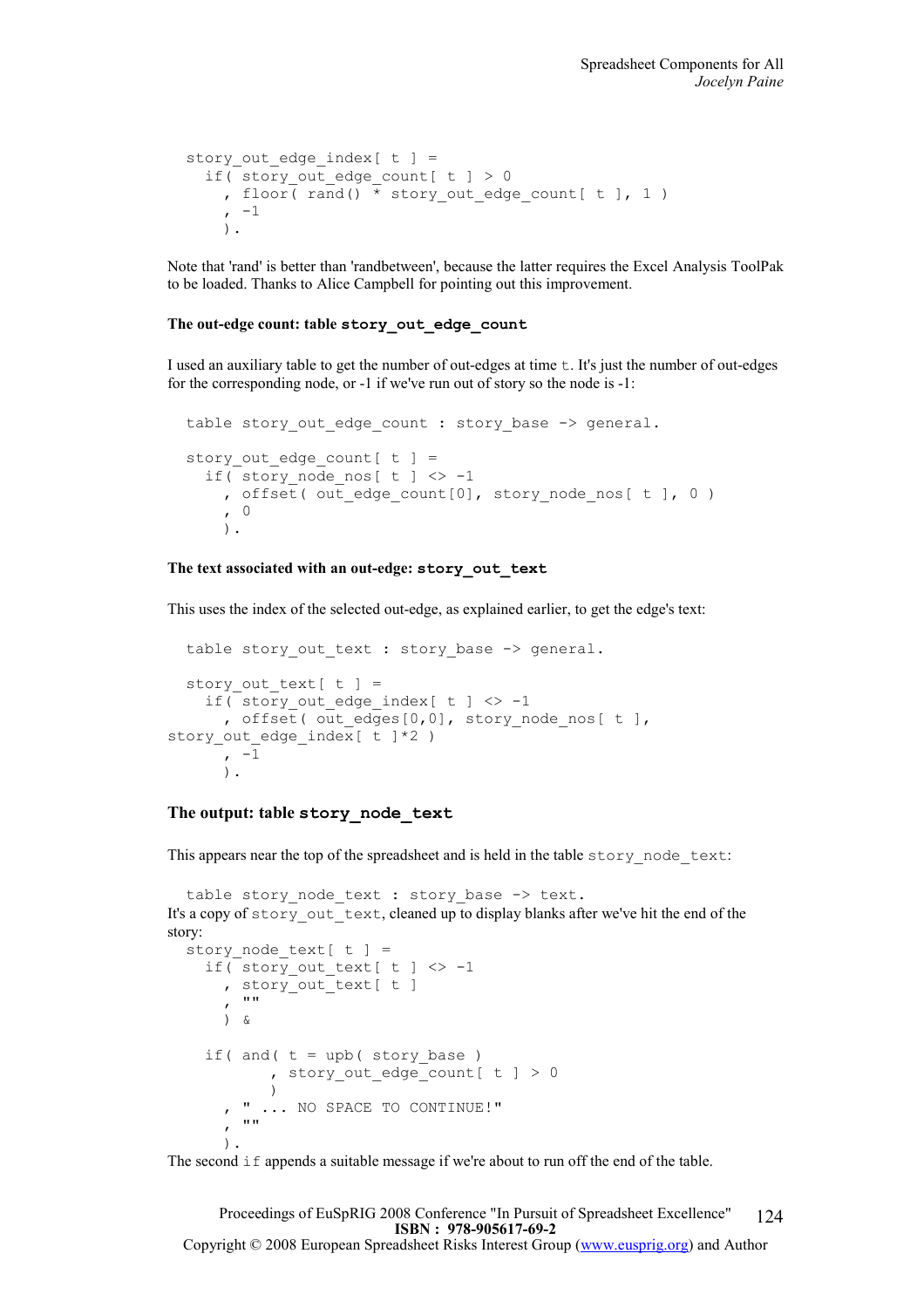```
  story_out_edge_index[ t ] =
    if( story_out_edge_count[ t ] > 0
      , floor( rand() * story_out_edge_count[ t ], 1 )
      , -1
      ).
```

Note that 'rand' is better than 'randbetween', because the latter requires the Excel Analysis ToolPak to be loaded. Thanks to Alice Campbell for pointing out this improvement.

#### The out-edge count: table `story_out_edge_count`

I used an auxiliary table to get the number of out-edges at time `t`. It's just the number of out-edges for the corresponding node, or -1 if we've run out of story so the node is -1:

```
  table story_out_edge_count : story_base -> general.

  story_out_edge_count[ t ] =
    if( story_node_nos[ t ] <> -1
      , offset( out_edge_count[0], story_node_nos[ t ], 0 )
      , 0
      ).
```

#### The text associated with an out-edge: `story_out_text`

This uses the index of the selected out-edge, as explained earlier, to get the edge's text:

```
  table story_out_text : story_base -> general.

  story_out_text[ t ] =
    if( story_out_edge_index[ t ] <> -1
      , offset( out_edges[0,0], story_node_nos[ t ],
story_out_edge_index[ t ]*2 )
      , -1
      ).
```

### The output: table `story_node_text`

This appears near the top of the spreadsheet and is held in the table `story_node_text`:

```
  table story_node_text : story_base -> text.
```

It's a copy of `story_out_text`, cleaned up to display blanks after we've hit the end of the story:

```
  story_node_text[ t ] =
    if( story_out_text[ t ] <> -1
      , story_out_text[ t ]
      , ""
      ) &

    if( and( t = upb( story_base )
           , story_out_edge_count[ t ] > 0
           )
      , " ... NO SPACE TO CONTINUE!"
      , ""
      ).
```

The second `if` appends a suitable message if we're about to run off the end of the table.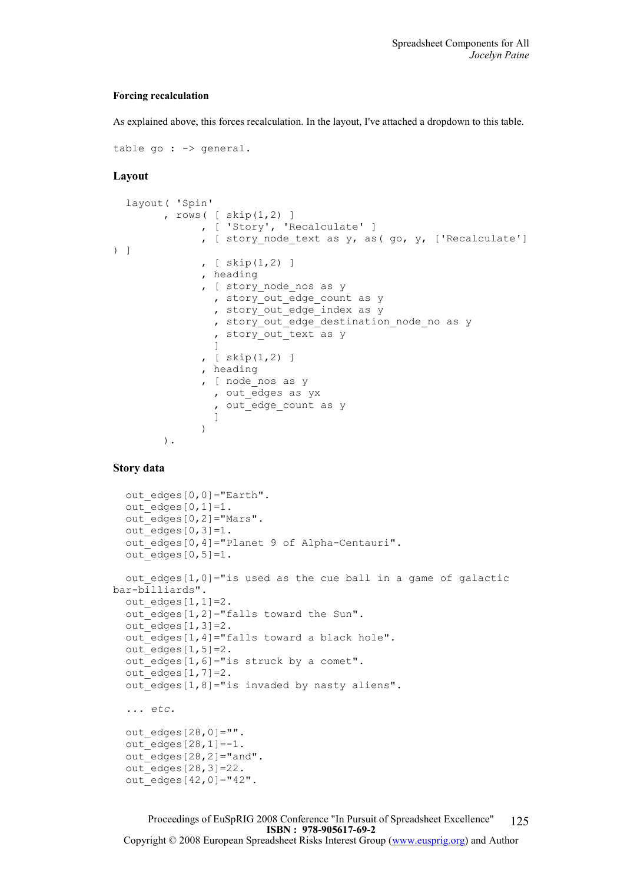### Forcing recalculation

As explained above, this forces recalculation. In the layout, I've attached a dropdown to this table.

```
table go : -> general.
```

### Layout

```
  layout( 'Spin'
        , rows( [ skip(1,2) ]
              , [ 'Story', 'Recalculate' ]
              , [ story_node_text as y, as( go, y, ['Recalculate']
) ]
              , [ skip(1,2) ]
              , heading
              , [ story_node_nos as y
                , story_out_edge_count as y
                , story_out_edge_index as y
                , story_out_edge_destination_node_no as y
                , story_out_text as y
                ]
              , [ skip(1,2) ]
              , heading
              , [ node_nos as y
                , out_edges as yx
                , out_edge_count as y
                ]
              )
        ).
```

### Story data

```
  out_edges[0,0]="Earth".
  out_edges[0,1]=1.
  out_edges[0,2]="Mars".
  out_edges[0,3]=1.
  out_edges[0,4]="Planet 9 of Alpha-Centauri".
  out_edges[0,5]=1.

  out_edges[1,0]="is used as the cue ball in a game of galactic
bar-billiards".
  out_edges[1,1]=2.
  out_edges[1,2]="falls toward the Sun".
  out_edges[1,3]=2.
  out_edges[1,4]="falls toward a black hole".
  out_edges[1,5]=2.
  out_edges[1,6]="is struck by a comet".
  out_edges[1,7]=2.
  out_edges[1,8]="is invaded by nasty aliens".

  ... etc.

  out_edges[28,0]="".
  out_edges[28,1]=-1.
  out_edges[28,2]="and".
  out_edges[28,3]=22.
  out_edges[42,0]="42".
```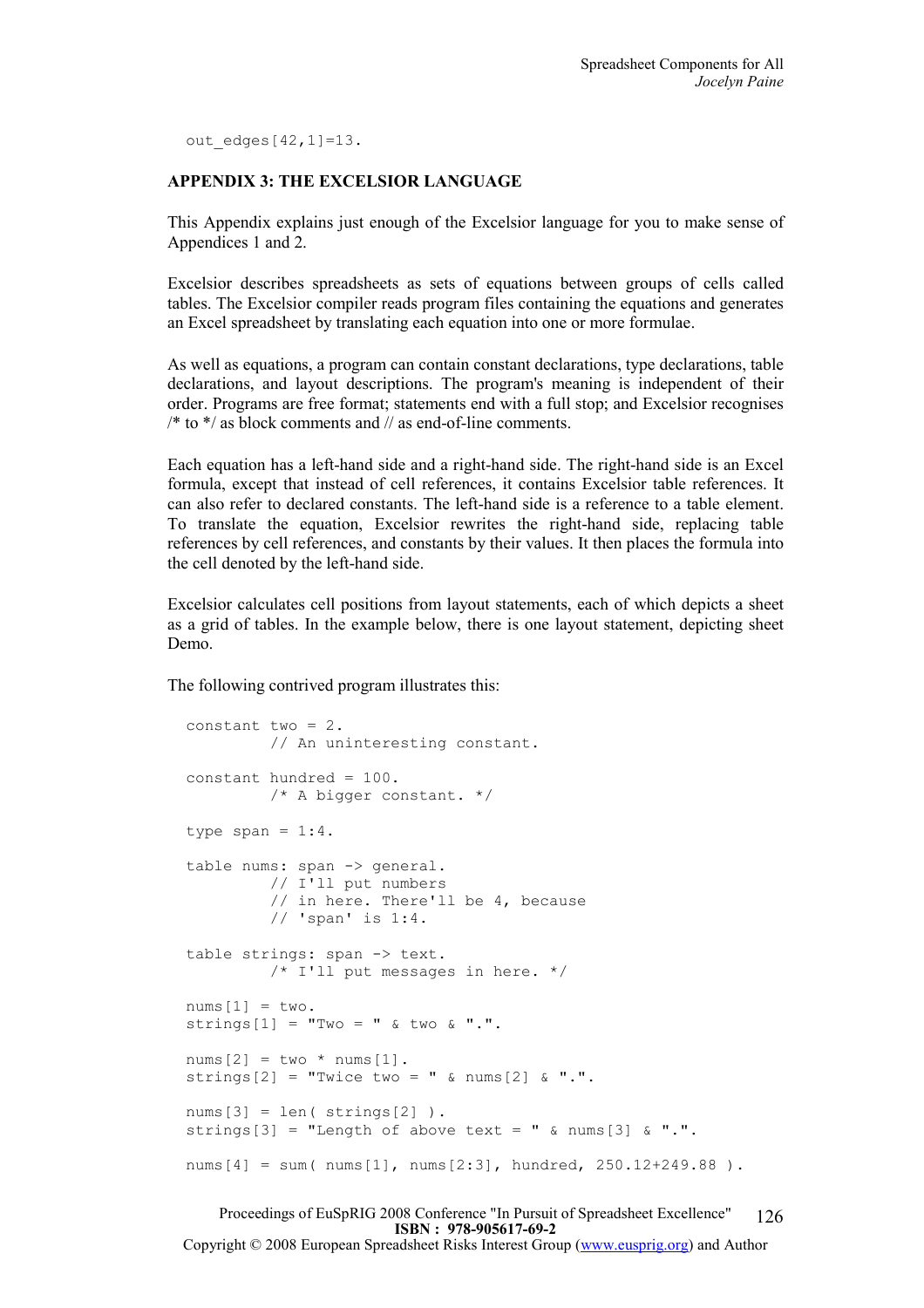```
out_edges[42,1]=13.
```

## APPENDIX 3: THE EXCELSIOR LANGUAGE

This Appendix explains just enough of the Excelsior language for you to make sense of Appendices 1 and 2.

Excelsior describes spreadsheets as sets of equations between groups of cells called tables. The Excelsior compiler reads program files containing the equations and generates an Excel spreadsheet by translating each equation into one or more formulae.

As well as equations, a program can contain constant declarations, type declarations, table declarations, and layout descriptions. The program's meaning is independent of their order. Programs are free format; statements end with a full stop; and Excelsior recognises /* to */ as block comments and // as end-of-line comments.

Each equation has a left-hand side and a right-hand side. The right-hand side is an Excel formula, except that instead of cell references, it contains Excelsior table references. It can also refer to declared constants. The left-hand side is a reference to a table element. To translate the equation, Excelsior rewrites the right-hand side, replacing table references by cell references, and constants by their values. It then places the formula into the cell denoted by the left-hand side.

Excelsior calculates cell positions from layout statements, each of which depicts a sheet as a grid of tables. In the example below, there is one layout statement, depicting sheet Demo.

The following contrived program illustrates this:

```
constant two = 2.
         // An uninteresting constant.

constant hundred = 100.
         /* A bigger constant. */

type span = 1:4.

table nums: span -> general.
         // I'll put numbers
         // in here. There'll be 4, because
         // 'span' is 1:4.

table strings: span -> text.
         /* I'll put messages in here. */

nums[1] = two.
strings[1] = "Two = " & two & ".".

nums[2] = two * nums[1].
strings[2] = "Twice two = " & nums[2] & ".".

nums[3] = len( strings[2] ).
strings[3] = "Length of above text = " & nums[3] & ".".

nums[4] = sum( nums[1], nums[2:3], hundred, 250.12+249.88 ).
```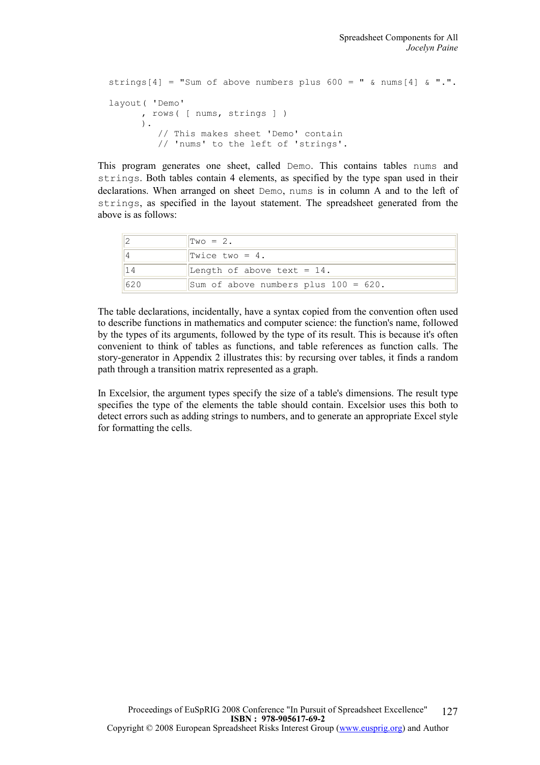```
strings[4] = "Sum of above numbers plus 600 = " & nums[4] & ".".

layout( 'Demo'
      , rows( [ nums, strings ] )
      ).
        // This makes sheet 'Demo' contain
        // 'nums' to the left of 'strings'.
```

This program generates one sheet, called `Demo`. This contains tables `nums` and `strings`. Both tables contain 4 elements, as specified by the type span used in their declarations. When arranged on sheet `Demo`, `nums` is in column A and to the left of `strings`, as specified in the layout statement. The spreadsheet generated from the above is as follows:

| | |
|---|---|
| 2 | Two = 2. |
| 4 | Twice two = 4. |
| 14 | Length of above text = 14. |
| 620 | Sum of above numbers plus 100 = 620. |

The table declarations, incidentally, have a syntax copied from the convention often used to describe functions in mathematics and computer science: the function's name, followed by the types of its arguments, followed by the type of its result. This is because it's often convenient to think of tables as functions, and table references as function calls. The story-generator in Appendix 2 illustrates this: by recursing over tables, it finds a random path through a transition matrix represented as a graph.

In Excelsior, the argument types specify the size of a table's dimensions. The result type specifies the type of the elements the table should contain. Excelsior uses this both to detect errors such as adding strings to numbers, and to generate an appropriate Excel style for formatting the cells.